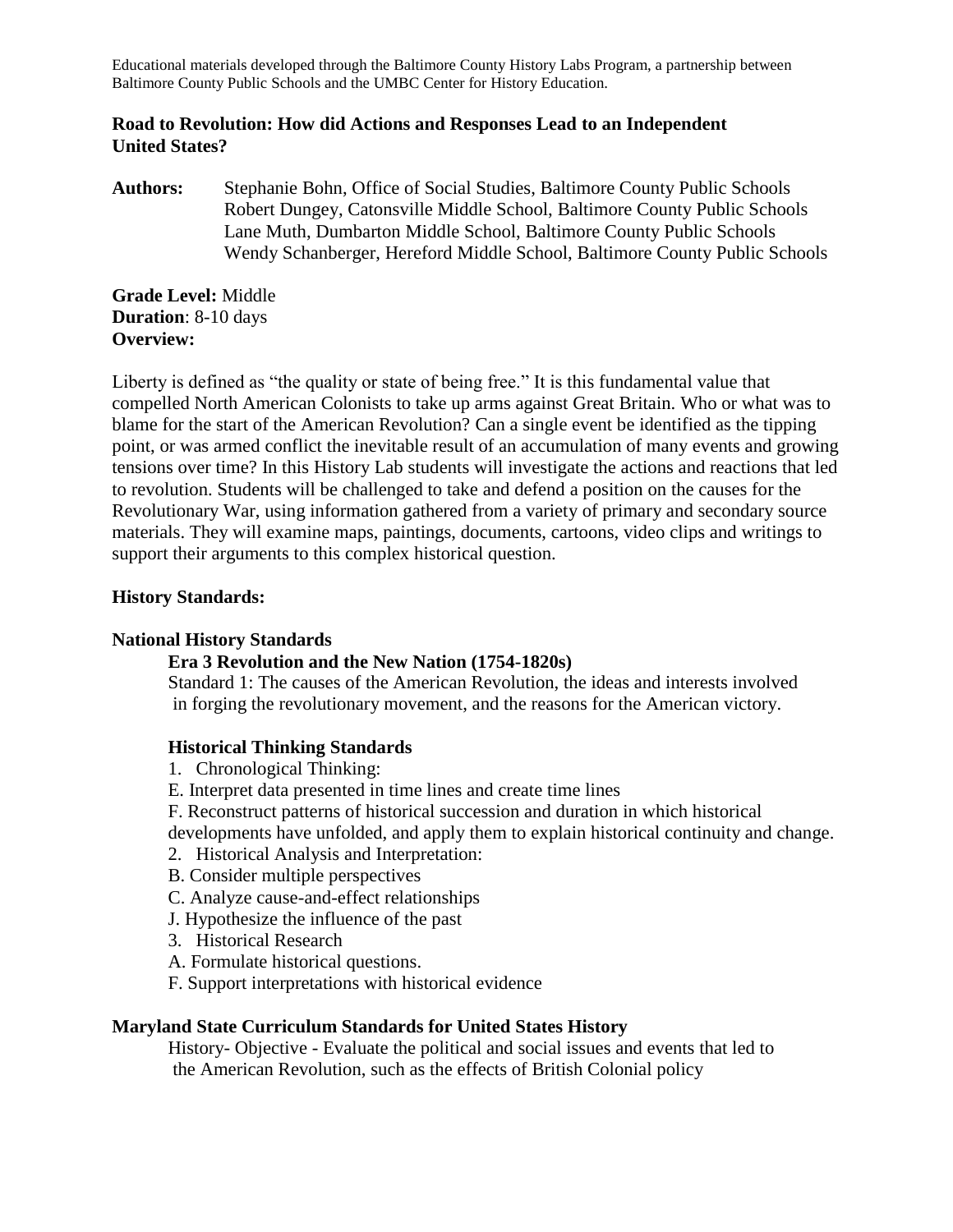Educational materials developed through the Baltimore County History Labs Program, a partnership between Baltimore County Public Schools and the UMBC Center for History Education.

## Road to Revolution: How did Actions and Responses Lead to an Independent United States?

**Authors:** Stephanie Bohn, Office of Social Studies, Baltimore County Public Schools
Robert Dungey, Catonsville Middle School, Baltimore County Public Schools
Lane Muth, Dumbarton Middle School, Baltimore County Public Schools
Wendy Schanberger, Hereford Middle School, Baltimore County Public Schools

**Grade Level:** Middle
**Duration**: 8-10 days
**Overview:**

Liberty is defined as "the quality or state of being free." It is this fundamental value that compelled North American Colonists to take up arms against Great Britain. Who or what was to blame for the start of the American Revolution? Can a single event be identified as the tipping point, or was armed conflict the inevitable result of an accumulation of many events and growing tensions over time? In this History Lab students will investigate the actions and reactions that led to revolution. Students will be challenged to take and defend a position on the causes for the Revolutionary War, using information gathered from a variety of primary and secondary source materials. They will examine maps, paintings, documents, cartoons, video clips and writings to support their arguments to this complex historical question.

**History Standards:**

**National History Standards**

**Era 3 Revolution and the New Nation (1754-1820s)**

Standard 1: The causes of the American Revolution, the ideas and interests involved in forging the revolutionary movement, and the reasons for the American victory.

**Historical Thinking Standards**

1. Chronological Thinking:

E. Interpret data presented in time lines and create time lines

F. Reconstruct patterns of historical succession and duration in which historical developments have unfolded, and apply them to explain historical continuity and change.

2. Historical Analysis and Interpretation:

B. Consider multiple perspectives

C. Analyze cause-and-effect relationships

J. Hypothesize the influence of the past

3. Historical Research

A. Formulate historical questions.

F. Support interpretations with historical evidence

**Maryland State Curriculum Standards for United States History**

History- Objective - Evaluate the political and social issues and events that led to the American Revolution, such as the effects of British Colonial policy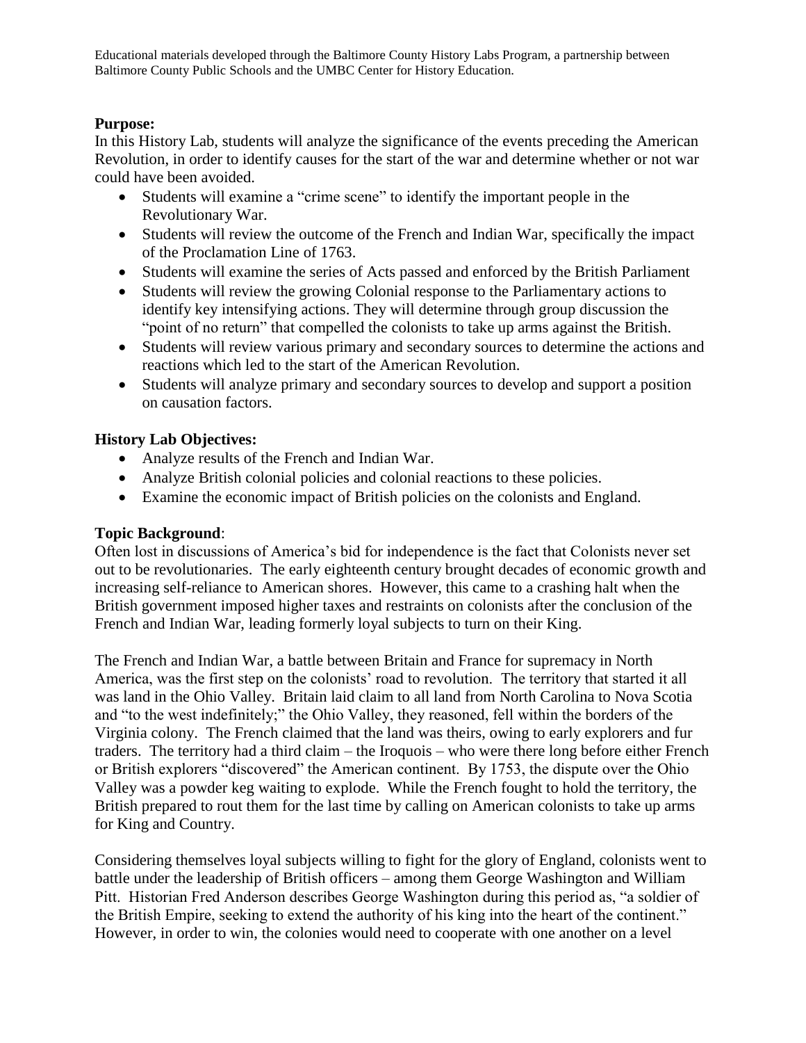Educational materials developed through the Baltimore County History Labs Program, a partnership between Baltimore County Public Schools and the UMBC Center for History Education.

**Purpose:**

In this History Lab, students will analyze the significance of the events preceding the American Revolution, in order to identify causes for the start of the war and determine whether or not war could have been avoided.

- Students will examine a "crime scene" to identify the important people in the Revolutionary War.
- Students will review the outcome of the French and Indian War, specifically the impact of the Proclamation Line of 1763.
- Students will examine the series of Acts passed and enforced by the British Parliament
- Students will review the growing Colonial response to the Parliamentary actions to identify key intensifying actions. They will determine through group discussion the "point of no return" that compelled the colonists to take up arms against the British.
- Students will review various primary and secondary sources to determine the actions and reactions which led to the start of the American Revolution.
- Students will analyze primary and secondary sources to develop and support a position on causation factors.

**History Lab Objectives:**

- Analyze results of the French and Indian War.
- Analyze British colonial policies and colonial reactions to these policies.
- Examine the economic impact of British policies on the colonists and England.

**Topic Background**:

Often lost in discussions of America's bid for independence is the fact that Colonists never set out to be revolutionaries. The early eighteenth century brought decades of economic growth and increasing self-reliance to American shores. However, this came to a crashing halt when the British government imposed higher taxes and restraints on colonists after the conclusion of the French and Indian War, leading formerly loyal subjects to turn on their King.

The French and Indian War, a battle between Britain and France for supremacy in North America, was the first step on the colonists' road to revolution. The territory that started it all was land in the Ohio Valley. Britain laid claim to all land from North Carolina to Nova Scotia and "to the west indefinitely;" the Ohio Valley, they reasoned, fell within the borders of the Virginia colony. The French claimed that the land was theirs, owing to early explorers and fur traders. The territory had a third claim – the Iroquois – who were there long before either French or British explorers "discovered" the American continent. By 1753, the dispute over the Ohio Valley was a powder keg waiting to explode. While the French fought to hold the territory, the British prepared to rout them for the last time by calling on American colonists to take up arms for King and Country.

Considering themselves loyal subjects willing to fight for the glory of England, colonists went to battle under the leadership of British officers – among them George Washington and William Pitt. Historian Fred Anderson describes George Washington during this period as, "a soldier of the British Empire, seeking to extend the authority of his king into the heart of the continent." However, in order to win, the colonies would need to cooperate with one another on a level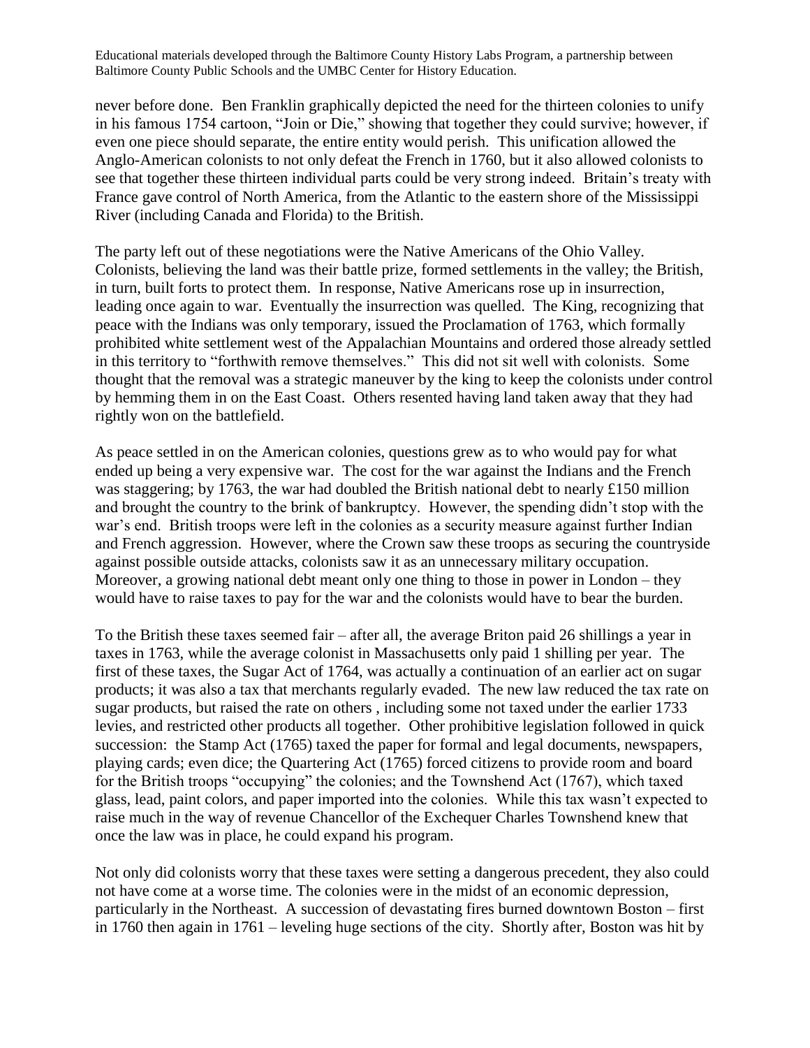never before done. Ben Franklin graphically depicted the need for the thirteen colonies to unify in his famous 1754 cartoon, "Join or Die," showing that together they could survive; however, if even one piece should separate, the entire entity would perish. This unification allowed the Anglo-American colonists to not only defeat the French in 1760, but it also allowed colonists to see that together these thirteen individual parts could be very strong indeed. Britain's treaty with France gave control of North America, from the Atlantic to the eastern shore of the Mississippi River (including Canada and Florida) to the British.

The party left out of these negotiations were the Native Americans of the Ohio Valley. Colonists, believing the land was their battle prize, formed settlements in the valley; the British, in turn, built forts to protect them. In response, Native Americans rose up in insurrection, leading once again to war. Eventually the insurrection was quelled. The King, recognizing that peace with the Indians was only temporary, issued the Proclamation of 1763, which formally prohibited white settlement west of the Appalachian Mountains and ordered those already settled in this territory to "forthwith remove themselves." This did not sit well with colonists. Some thought that the removal was a strategic maneuver by the king to keep the colonists under control by hemming them in on the East Coast. Others resented having land taken away that they had rightly won on the battlefield.

As peace settled in on the American colonies, questions grew as to who would pay for what ended up being a very expensive war. The cost for the war against the Indians and the French was staggering; by 1763, the war had doubled the British national debt to nearly £150 million and brought the country to the brink of bankruptcy. However, the spending didn't stop with the war's end. British troops were left in the colonies as a security measure against further Indian and French aggression. However, where the Crown saw these troops as securing the countryside against possible outside attacks, colonists saw it as an unnecessary military occupation. Moreover, a growing national debt meant only one thing to those in power in London – they would have to raise taxes to pay for the war and the colonists would have to bear the burden.

To the British these taxes seemed fair – after all, the average Briton paid 26 shillings a year in taxes in 1763, while the average colonist in Massachusetts only paid 1 shilling per year. The first of these taxes, the Sugar Act of 1764, was actually a continuation of an earlier act on sugar products; it was also a tax that merchants regularly evaded. The new law reduced the tax rate on sugar products, but raised the rate on others , including some not taxed under the earlier 1733 levies, and restricted other products all together. Other prohibitive legislation followed in quick succession: the Stamp Act (1765) taxed the paper for formal and legal documents, newspapers, playing cards; even dice; the Quartering Act (1765) forced citizens to provide room and board for the British troops "occupying" the colonies; and the Townshend Act (1767), which taxed glass, lead, paint colors, and paper imported into the colonies. While this tax wasn't expected to raise much in the way of revenue Chancellor of the Exchequer Charles Townshend knew that once the law was in place, he could expand his program.

Not only did colonists worry that these taxes were setting a dangerous precedent, they also could not have come at a worse time. The colonies were in the midst of an economic depression, particularly in the Northeast. A succession of devastating fires burned downtown Boston – first in 1760 then again in 1761 – leveling huge sections of the city. Shortly after, Boston was hit by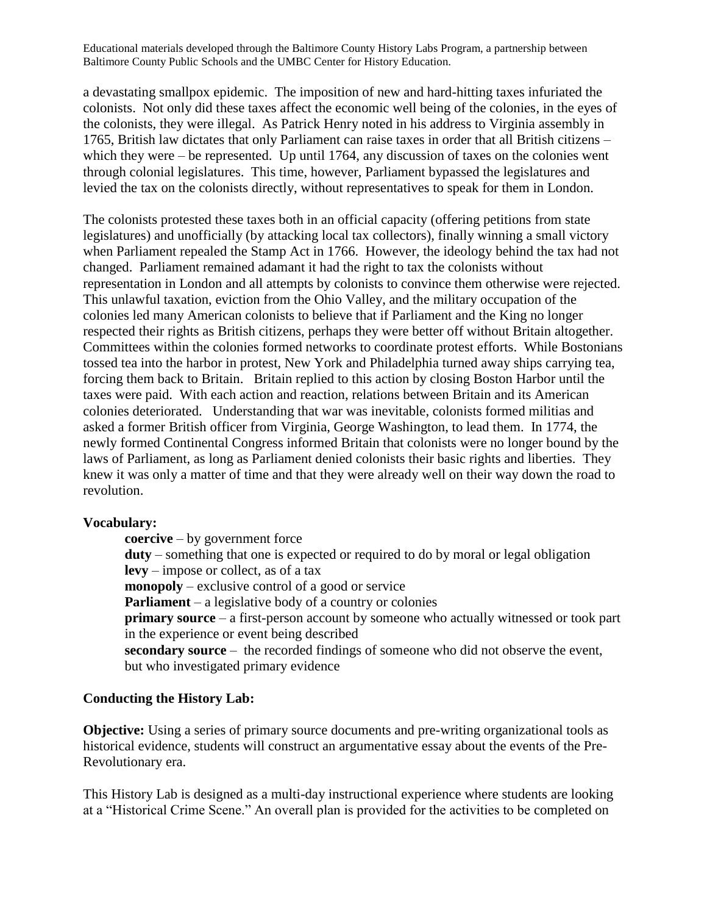a devastating smallpox epidemic. The imposition of new and hard-hitting taxes infuriated the colonists. Not only did these taxes affect the economic well being of the colonies, in the eyes of the colonists, they were illegal. As Patrick Henry noted in his address to Virginia assembly in 1765, British law dictates that only Parliament can raise taxes in order that all British citizens – which they were – be represented. Up until 1764, any discussion of taxes on the colonies went through colonial legislatures. This time, however, Parliament bypassed the legislatures and levied the tax on the colonists directly, without representatives to speak for them in London.

The colonists protested these taxes both in an official capacity (offering petitions from state legislatures) and unofficially (by attacking local tax collectors), finally winning a small victory when Parliament repealed the Stamp Act in 1766. However, the ideology behind the tax had not changed. Parliament remained adamant it had the right to tax the colonists without representation in London and all attempts by colonists to convince them otherwise were rejected. This unlawful taxation, eviction from the Ohio Valley, and the military occupation of the colonies led many American colonists to believe that if Parliament and the King no longer respected their rights as British citizens, perhaps they were better off without Britain altogether. Committees within the colonies formed networks to coordinate protest efforts. While Bostonians tossed tea into the harbor in protest, New York and Philadelphia turned away ships carrying tea, forcing them back to Britain. Britain replied to this action by closing Boston Harbor until the taxes were paid. With each action and reaction, relations between Britain and its American colonies deteriorated. Understanding that war was inevitable, colonists formed militias and asked a former British officer from Virginia, George Washington, to lead them. In 1774, the newly formed Continental Congress informed Britain that colonists were no longer bound by the laws of Parliament, as long as Parliament denied colonists their basic rights and liberties. They knew it was only a matter of time and that they were already well on their way down the road to revolution.

**Vocabulary:**

- **coercive** – by government force
- **duty** – something that one is expected or required to do by moral or legal obligation
- **levy** – impose or collect, as of a tax
- **monopoly** – exclusive control of a good or service
- **Parliament** – a legislative body of a country or colonies
- **primary source** – a first-person account by someone who actually witnessed or took part in the experience or event being described
- **secondary source** – the recorded findings of someone who did not observe the event, but who investigated primary evidence

**Conducting the History Lab:**

**Objective:** Using a series of primary source documents and pre-writing organizational tools as historical evidence, students will construct an argumentative essay about the events of the Pre-Revolutionary era.

This History Lab is designed as a multi-day instructional experience where students are looking at a "Historical Crime Scene." An overall plan is provided for the activities to be completed on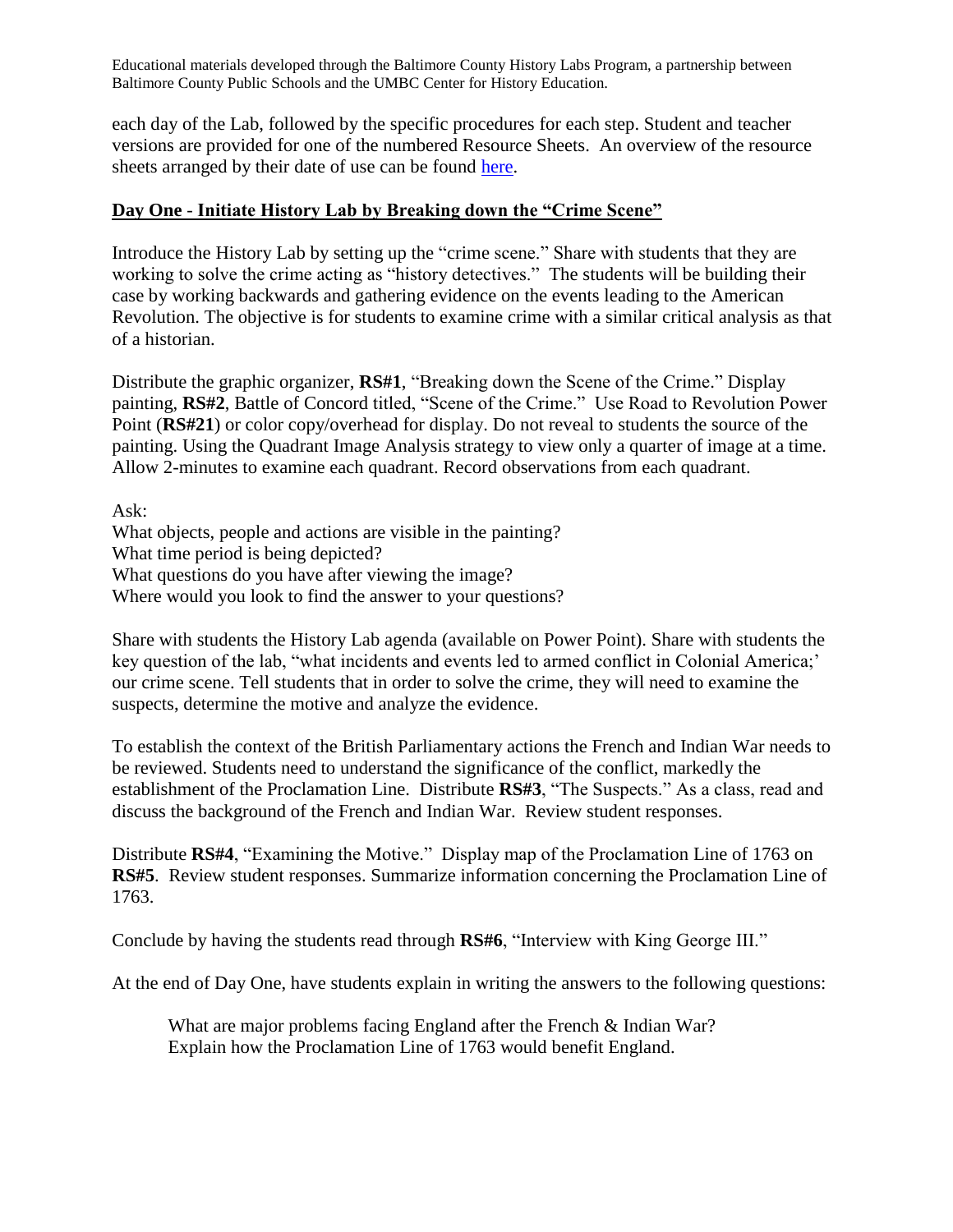each day of the Lab, followed by the specific procedures for each step. Student and teacher versions are provided for one of the numbered Resource Sheets. An overview of the resource sheets arranged by their date of use can be found [here](#).

**Day One - Initiate History Lab by Breaking down the "Crime Scene"**

Introduce the History Lab by setting up the "crime scene." Share with students that they are working to solve the crime acting as "history detectives." The students will be building their case by working backwards and gathering evidence on the events leading to the American Revolution. The objective is for students to examine crime with a similar critical analysis as that of a historian.

Distribute the graphic organizer, **RS#1**, "Breaking down the Scene of the Crime." Display painting, **RS#2**, Battle of Concord titled, "Scene of the Crime." Use Road to Revolution Power Point (**RS#21**) or color copy/overhead for display. Do not reveal to students the source of the painting. Using the Quadrant Image Analysis strategy to view only a quarter of image at a time. Allow 2-minutes to examine each quadrant. Record observations from each quadrant.

Ask:
What objects, people and actions are visible in the painting?
What time period is being depicted?
What questions do you have after viewing the image?
Where would you look to find the answer to your questions?

Share with students the History Lab agenda (available on Power Point). Share with students the key question of the lab, "what incidents and events led to armed conflict in Colonial America;' our crime scene. Tell students that in order to solve the crime, they will need to examine the suspects, determine the motive and analyze the evidence.

To establish the context of the British Parliamentary actions the French and Indian War needs to be reviewed. Students need to understand the significance of the conflict, markedly the establishment of the Proclamation Line. Distribute **RS#3**, "The Suspects." As a class, read and discuss the background of the French and Indian War. Review student responses.

Distribute **RS#4**, "Examining the Motive." Display map of the Proclamation Line of 1763 on **RS#5**. Review student responses. Summarize information concerning the Proclamation Line of 1763.

Conclude by having the students read through **RS#6**, "Interview with King George III."

At the end of Day One, have students explain in writing the answers to the following questions:

> What are major problems facing England after the French & Indian War?
> Explain how the Proclamation Line of 1763 would benefit England.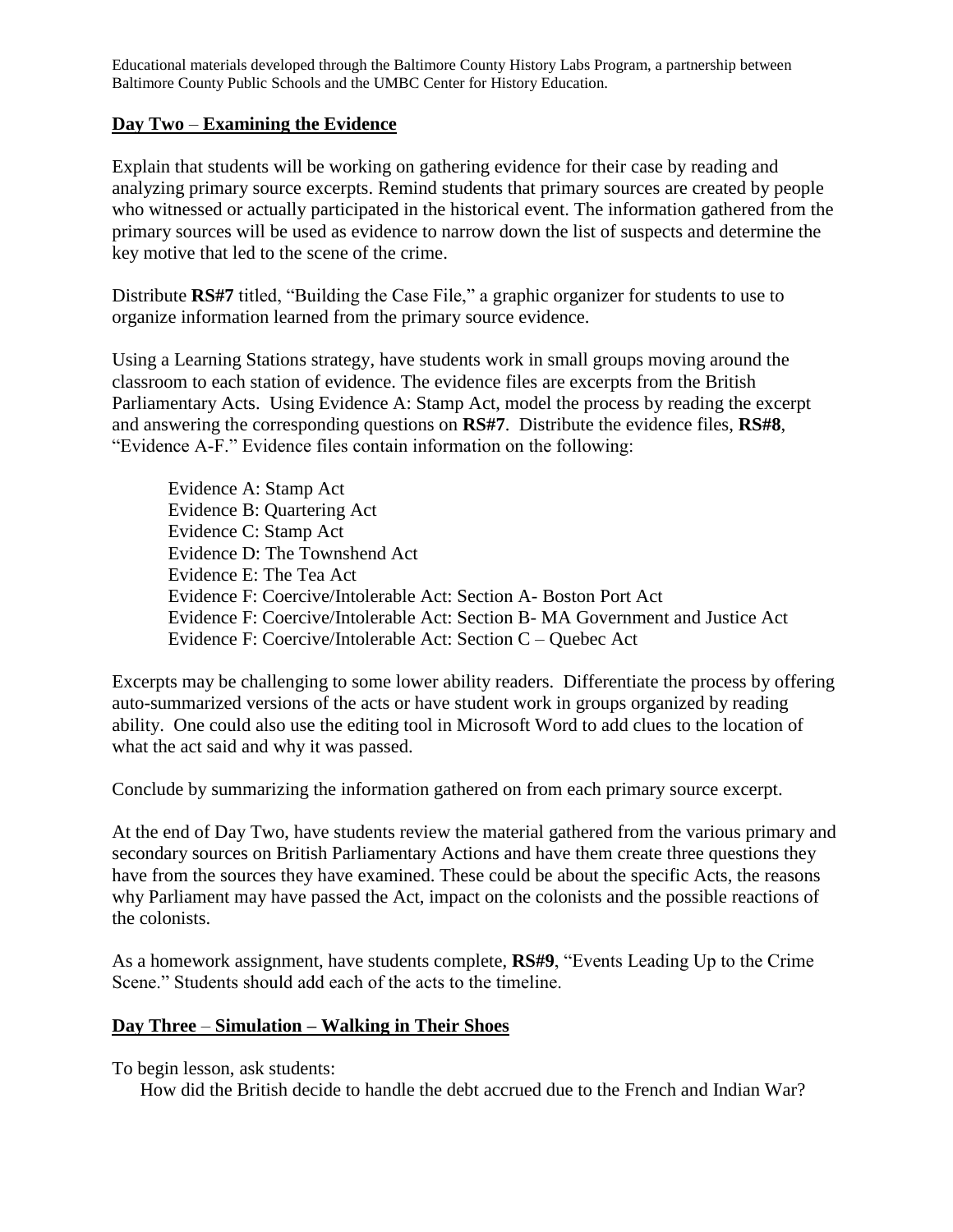Educational materials developed through the Baltimore County History Labs Program, a partnership between Baltimore County Public Schools and the UMBC Center for History Education.

**Day Two – Examining the Evidence**

Explain that students will be working on gathering evidence for their case by reading and analyzing primary source excerpts. Remind students that primary sources are created by people who witnessed or actually participated in the historical event. The information gathered from the primary sources will be used as evidence to narrow down the list of suspects and determine the key motive that led to the scene of the crime.

Distribute **RS#7** titled, "Building the Case File," a graphic organizer for students to use to organize information learned from the primary source evidence.

Using a Learning Stations strategy, have students work in small groups moving around the classroom to each station of evidence. The evidence files are excerpts from the British Parliamentary Acts. Using Evidence A: Stamp Act, model the process by reading the excerpt and answering the corresponding questions on **RS#7**. Distribute the evidence files, **RS#8**, "Evidence A-F." Evidence files contain information on the following:

- Evidence A: Stamp Act
- Evidence B: Quartering Act
- Evidence C: Stamp Act
- Evidence D: The Townshend Act
- Evidence E: The Tea Act
- Evidence F: Coercive/Intolerable Act: Section A- Boston Port Act
- Evidence F: Coercive/Intolerable Act: Section B- MA Government and Justice Act
- Evidence F: Coercive/Intolerable Act: Section C – Quebec Act

Excerpts may be challenging to some lower ability readers. Differentiate the process by offering auto-summarized versions of the acts or have student work in groups organized by reading ability. One could also use the editing tool in Microsoft Word to add clues to the location of what the act said and why it was passed.

Conclude by summarizing the information gathered on from each primary source excerpt.

At the end of Day Two, have students review the material gathered from the various primary and secondary sources on British Parliamentary Actions and have them create three questions they have from the sources they have examined. These could be about the specific Acts, the reasons why Parliament may have passed the Act, impact on the colonists and the possible reactions of the colonists.

As a homework assignment, have students complete, **RS#9**, "Events Leading Up to the Crime Scene." Students should add each of the acts to the timeline.

**Day Three – Simulation – Walking in Their Shoes**

To begin lesson, ask students:

How did the British decide to handle the debt accrued due to the French and Indian War?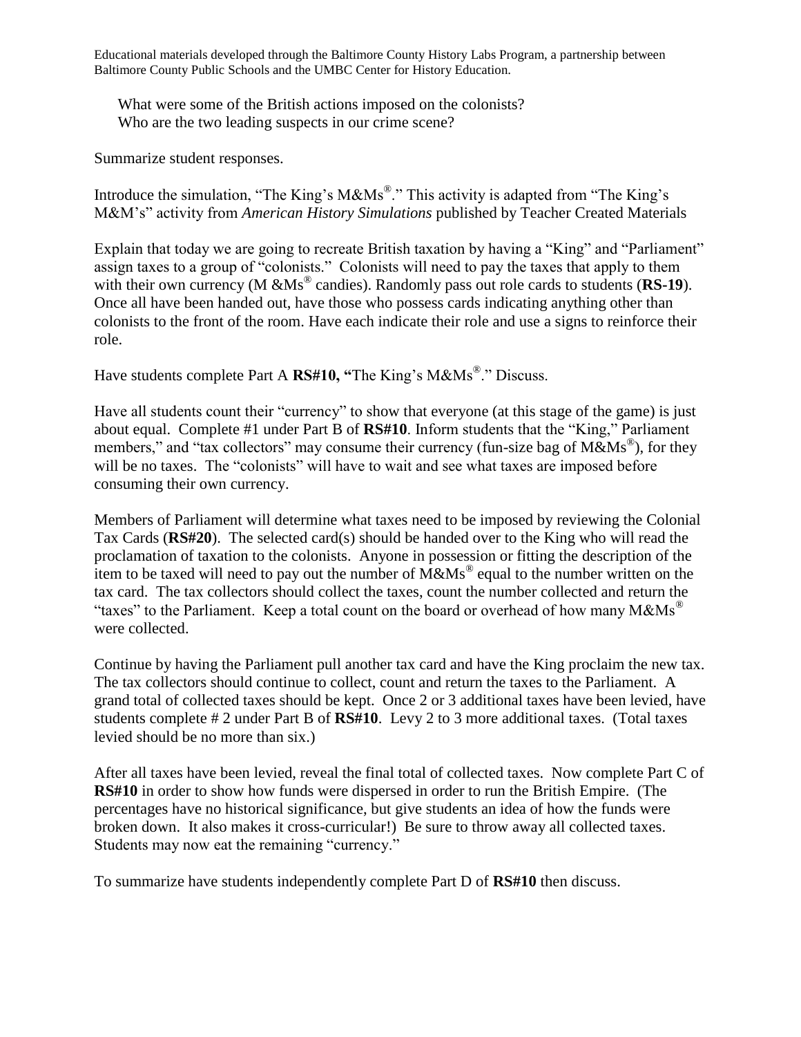What were some of the British actions imposed on the colonists?
Who are the two leading suspects in our crime scene?

Summarize student responses.

Introduce the simulation, "The King's M&Ms®." This activity is adapted from "The King's M&M's" activity from *American History Simulations* published by Teacher Created Materials

Explain that today we are going to recreate British taxation by having a "King" and "Parliament" assign taxes to a group of "colonists." Colonists will need to pay the taxes that apply to them with their own currency (M &Ms® candies). Randomly pass out role cards to students (**RS-19**). Once all have been handed out, have those who possess cards indicating anything other than colonists to the front of the room. Have each indicate their role and use a signs to reinforce their role.

Have students complete Part A **RS#10, "**The King's M&Ms®." Discuss.

Have all students count their "currency" to show that everyone (at this stage of the game) is just about equal. Complete #1 under Part B of **RS#10**. Inform students that the "King," Parliament members," and "tax collectors" may consume their currency (fun-size bag of M&Ms®), for they will be no taxes. The "colonists" will have to wait and see what taxes are imposed before consuming their own currency.

Members of Parliament will determine what taxes need to be imposed by reviewing the Colonial Tax Cards (**RS#20**). The selected card(s) should be handed over to the King who will read the proclamation of taxation to the colonists. Anyone in possession or fitting the description of the item to be taxed will need to pay out the number of M&Ms® equal to the number written on the tax card. The tax collectors should collect the taxes, count the number collected and return the "taxes" to the Parliament. Keep a total count on the board or overhead of how many M&Ms® were collected.

Continue by having the Parliament pull another tax card and have the King proclaim the new tax. The tax collectors should continue to collect, count and return the taxes to the Parliament. A grand total of collected taxes should be kept. Once 2 or 3 additional taxes have been levied, have students complete # 2 under Part B of **RS#10**. Levy 2 to 3 more additional taxes. (Total taxes levied should be no more than six.)

After all taxes have been levied, reveal the final total of collected taxes. Now complete Part C of **RS#10** in order to show how funds were dispersed in order to run the British Empire. (The percentages have no historical significance, but give students an idea of how the funds were broken down. It also makes it cross-curricular!) Be sure to throw away all collected taxes. Students may now eat the remaining "currency."

To summarize have students independently complete Part D of **RS#10** then discuss.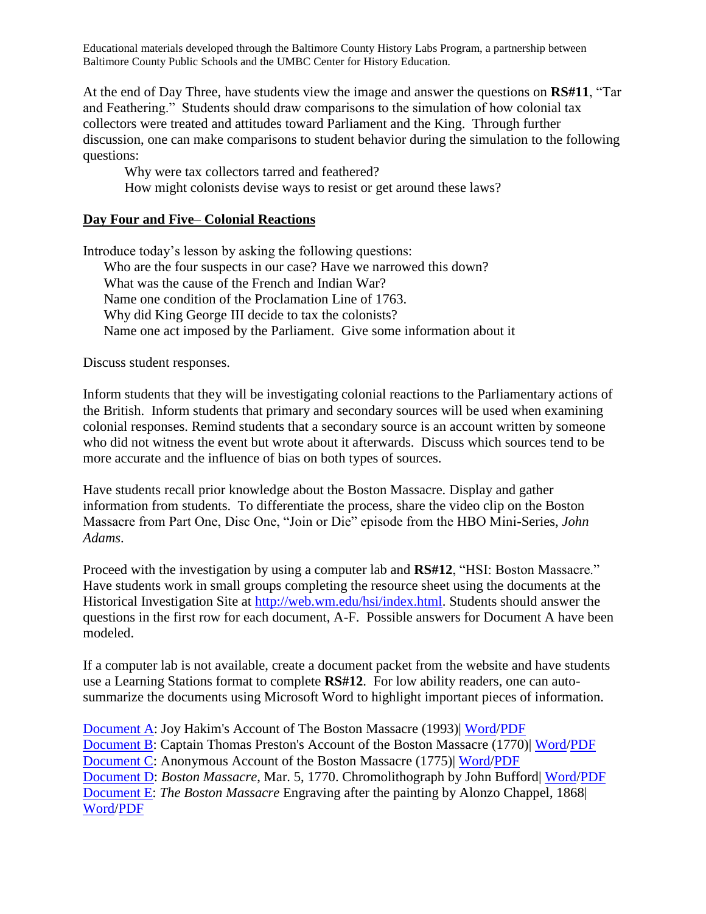At the end of Day Three, have students view the image and answer the questions on **RS#11**, "Tar and Feathering." Students should draw comparisons to the simulation of how colonial tax collectors were treated and attitudes toward Parliament and the King. Through further discussion, one can make comparisons to student behavior during the simulation to the following questions:

Why were tax collectors tarred and feathered?
How might colonists devise ways to resist or get around these laws?

## Day Four and Five– Colonial Reactions

Introduce today's lesson by asking the following questions:

Who are the four suspects in our case? Have we narrowed this down?
What was the cause of the French and Indian War?
Name one condition of the Proclamation Line of 1763.
Why did King George III decide to tax the colonists?
Name one act imposed by the Parliament. Give some information about it

Discuss student responses.

Inform students that they will be investigating colonial reactions to the Parliamentary actions of the British. Inform students that primary and secondary sources will be used when examining colonial responses. Remind students that a secondary source is an account written by someone who did not witness the event but wrote about it afterwards. Discuss which sources tend to be more accurate and the influence of bias on both types of sources.

Have students recall prior knowledge about the Boston Massacre. Display and gather information from students. To differentiate the process, share the video clip on the Boston Massacre from Part One, Disc One, "Join or Die" episode from the HBO Mini-Series, *John Adams*.

Proceed with the investigation by using a computer lab and **RS#12**, "HSI: Boston Massacre." Have students work in small groups completing the resource sheet using the documents at the Historical Investigation Site at http://web.wm.edu/hsi/index.html. Students should answer the questions in the first row for each document, A-F. Possible answers for Document A have been modeled.

If a computer lab is not available, create a document packet from the website and have students use a Learning Stations format to complete **RS#12**. For low ability readers, one can auto-summarize the documents using Microsoft Word to highlight important pieces of information.

Document A: Joy Hakim's Account of The Boston Massacre (1993)| Word/PDF
Document B: Captain Thomas Preston's Account of the Boston Massacre (1770)| Word/PDF
Document C: Anonymous Account of the Boston Massacre (1775)| Word/PDF
Document D: *Boston Massacre*, Mar. 5, 1770. Chromolithograph by John Bufford| Word/PDF
Document E: *The Boston Massacre* Engraving after the painting by Alonzo Chappel, 1868| Word/PDF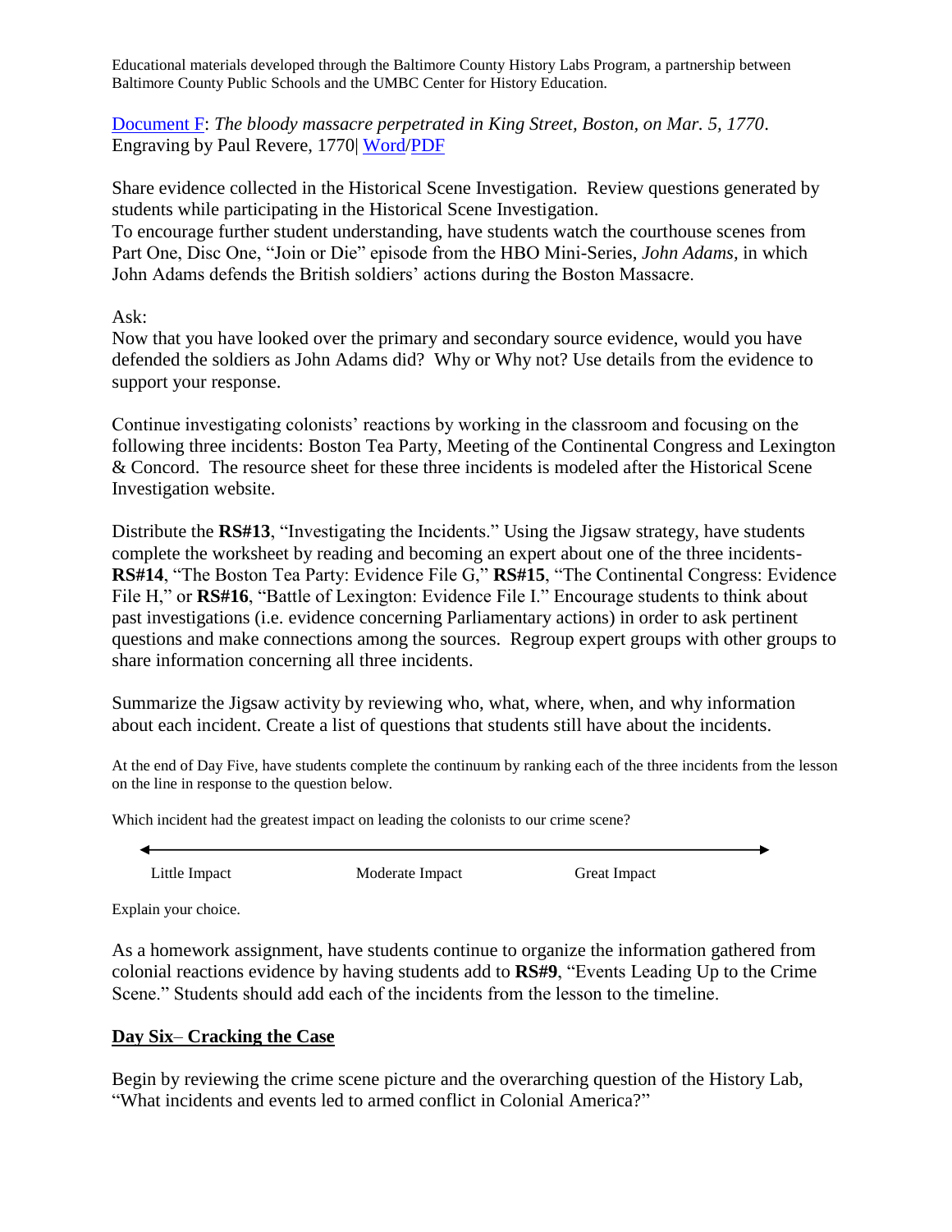Educational materials developed through the Baltimore County History Labs Program, a partnership between Baltimore County Public Schools and the UMBC Center for History Education.

Document F: *The bloody massacre perpetrated in King Street, Boston, on Mar. 5, 1770*. Engraving by Paul Revere, 1770| Word/PDF

Share evidence collected in the Historical Scene Investigation. Review questions generated by students while participating in the Historical Scene Investigation.
To encourage further student understanding, have students watch the courthouse scenes from Part One, Disc One, "Join or Die" episode from the HBO Mini-Series, *John Adams*, in which John Adams defends the British soldiers' actions during the Boston Massacre.

Ask:
Now that you have looked over the primary and secondary source evidence, would you have defended the soldiers as John Adams did? Why or Why not? Use details from the evidence to support your response.

Continue investigating colonists' reactions by working in the classroom and focusing on the following three incidents: Boston Tea Party, Meeting of the Continental Congress and Lexington & Concord. The resource sheet for these three incidents is modeled after the Historical Scene Investigation website.

Distribute the **RS#13**, "Investigating the Incidents." Using the Jigsaw strategy, have students complete the worksheet by reading and becoming an expert about one of the three incidents- **RS#14**, "The Boston Tea Party: Evidence File G," **RS#15**, "The Continental Congress: Evidence File H," or **RS#16**, "Battle of Lexington: Evidence File I." Encourage students to think about past investigations (i.e. evidence concerning Parliamentary actions) in order to ask pertinent questions and make connections among the sources. Regroup expert groups with other groups to share information concerning all three incidents.

Summarize the Jigsaw activity by reviewing who, what, where, when, and why information about each incident. Create a list of questions that students still have about the incidents.

At the end of Day Five, have students complete the continuum by ranking each of the three incidents from the lesson on the line in response to the question below.

Which incident had the greatest impact on leading the colonists to our crime scene?

Little Impact ⟵⟶ Moderate Impact ⟵⟶ Great Impact

Explain your choice.

As a homework assignment, have students continue to organize the information gathered from colonial reactions evidence by having students add to **RS#9**, "Events Leading Up to the Crime Scene." Students should add each of the incidents from the lesson to the timeline.

## Day Six– Cracking the Case

Begin by reviewing the crime scene picture and the overarching question of the History Lab, "What incidents and events led to armed conflict in Colonial America?"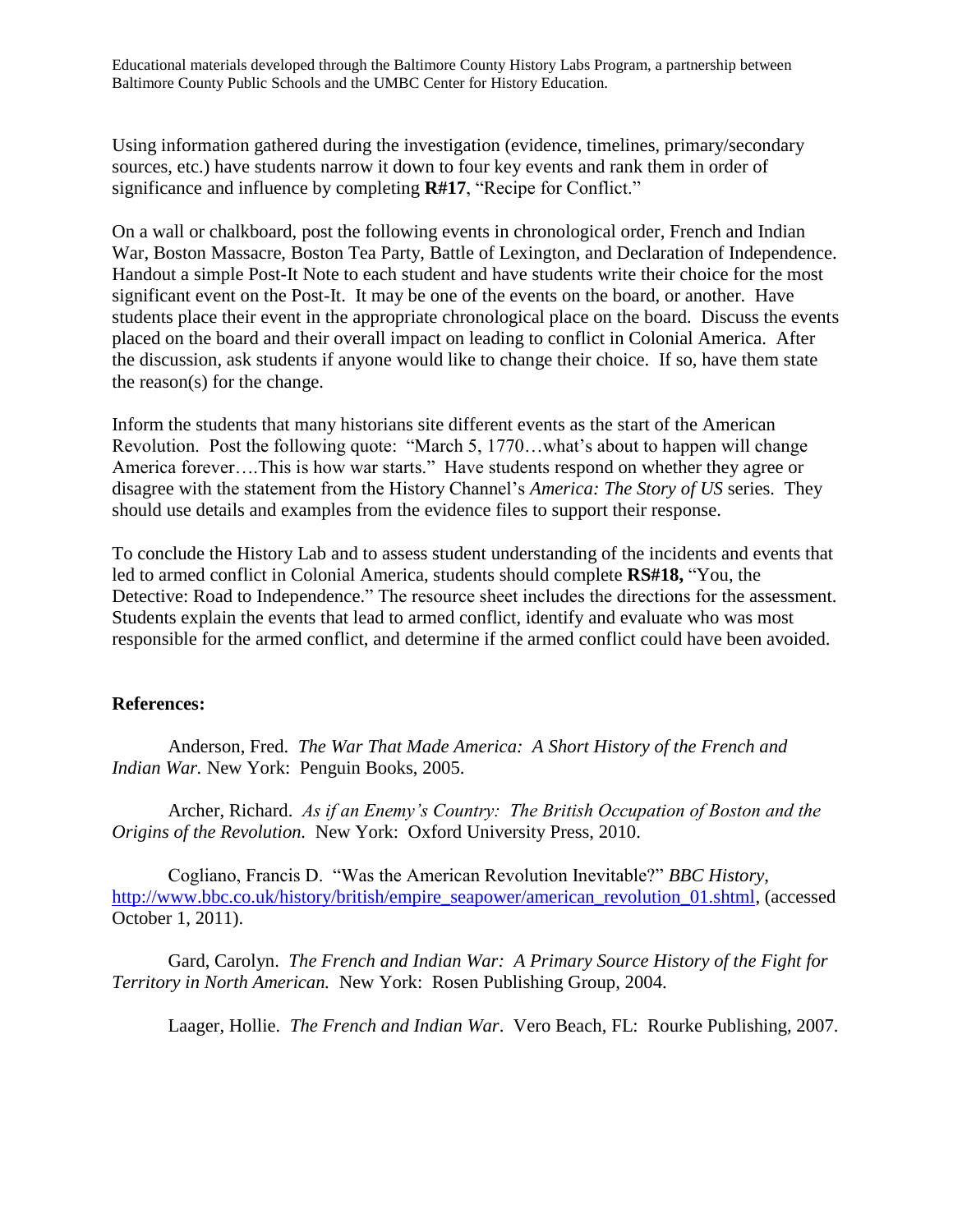Using information gathered during the investigation (evidence, timelines, primary/secondary sources, etc.) have students narrow it down to four key events and rank them in order of significance and influence by completing **R#17**, "Recipe for Conflict."

On a wall or chalkboard, post the following events in chronological order, French and Indian War, Boston Massacre, Boston Tea Party, Battle of Lexington, and Declaration of Independence. Handout a simple Post-It Note to each student and have students write their choice for the most significant event on the Post-It. It may be one of the events on the board, or another. Have students place their event in the appropriate chronological place on the board. Discuss the events placed on the board and their overall impact on leading to conflict in Colonial America. After the discussion, ask students if anyone would like to change their choice. If so, have them state the reason(s) for the change.

Inform the students that many historians site different events as the start of the American Revolution. Post the following quote: "March 5, 1770…what's about to happen will change America forever….This is how war starts." Have students respond on whether they agree or disagree with the statement from the History Channel's *America: The Story of US* series. They should use details and examples from the evidence files to support their response.

To conclude the History Lab and to assess student understanding of the incidents and events that led to armed conflict in Colonial America, students should complete **RS#18,** "You, the Detective: Road to Independence." The resource sheet includes the directions for the assessment. Students explain the events that lead to armed conflict, identify and evaluate who was most responsible for the armed conflict, and determine if the armed conflict could have been avoided.

**References:**

Anderson, Fred. *The War That Made America: A Short History of the French and Indian War.* New York: Penguin Books, 2005.

Archer, Richard. *As if an Enemy's Country: The British Occupation of Boston and the Origins of the Revolution.* New York: Oxford University Press, 2010.

Cogliano, Francis D. "Was the American Revolution Inevitable?" *BBC History*, http://www.bbc.co.uk/history/british/empire_seapower/american_revolution_01.shtml, (accessed October 1, 2011).

Gard, Carolyn. *The French and Indian War: A Primary Source History of the Fight for Territory in North American.* New York: Rosen Publishing Group, 2004.

Laager, Hollie. *The French and Indian War*. Vero Beach, FL: Rourke Publishing, 2007.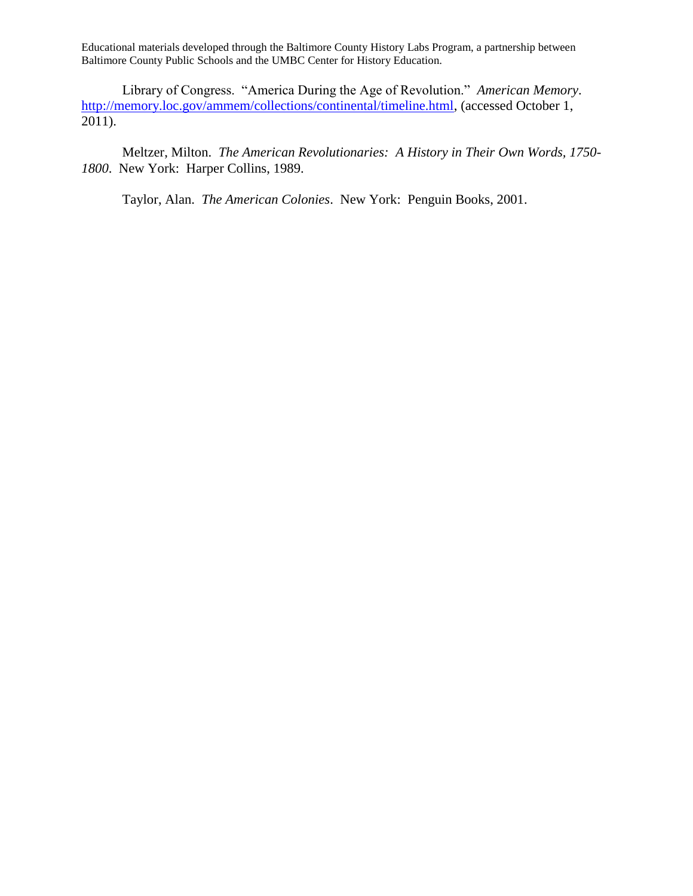Library of Congress. "America During the Age of Revolution." *American Memory*. http://memory.loc.gov/ammem/collections/continental/timeline.html, (accessed October 1, 2011).

Meltzer, Milton. *The American Revolutionaries: A History in Their Own Words, 1750-1800*. New York: Harper Collins, 1989.

Taylor, Alan. *The American Colonies*. New York: Penguin Books, 2001.